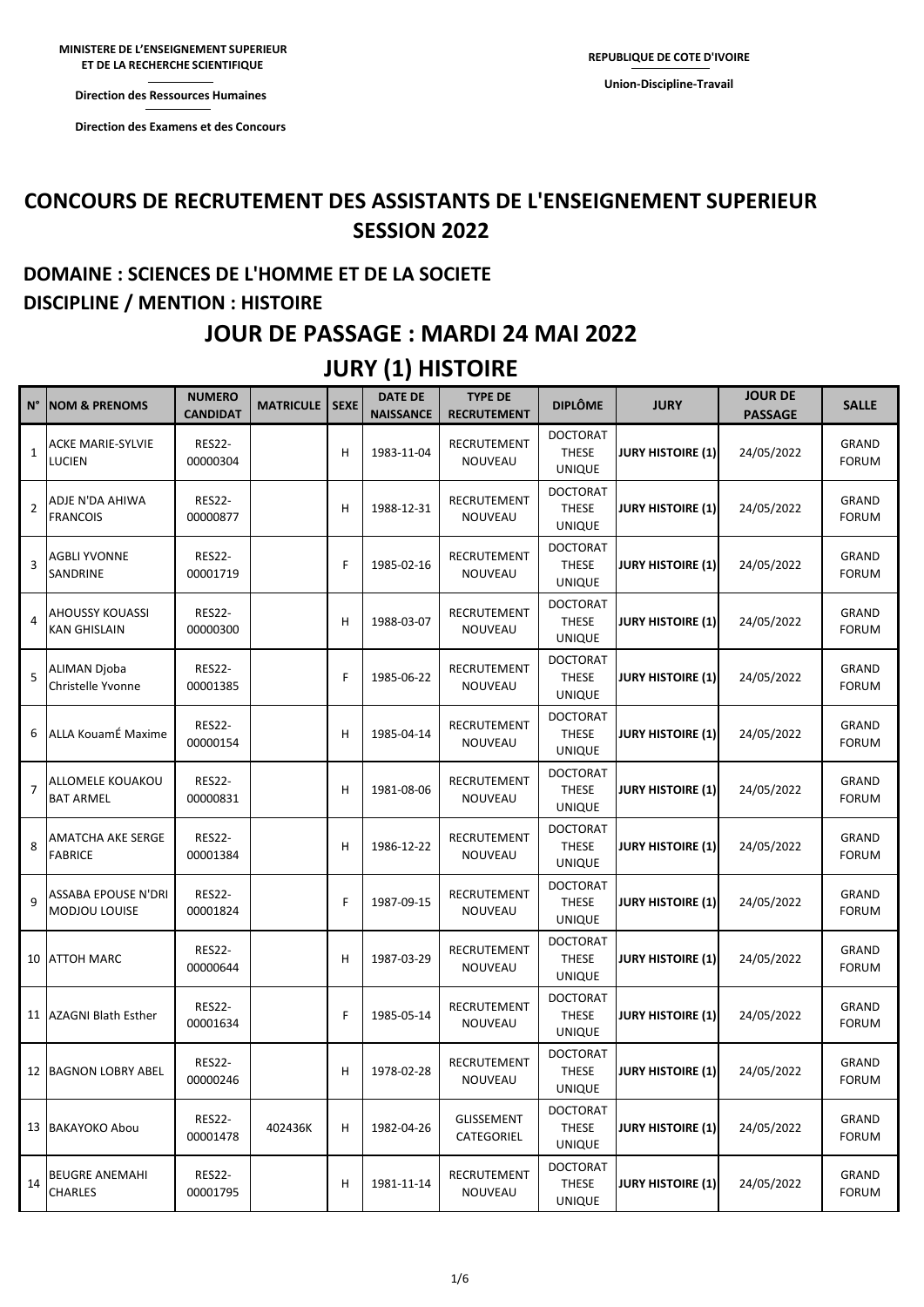MINISTERE DE L'ENSEIGNEMENT SUPERIEUR ET DE LA RECHERCHE SCIENTIFIQUE

Direction des Ressources Humaines

Direction des Examens et des Concours

REPUBLIQUE DE COTE D'IVOIRE

Union-Discipline-Travail

# CONCOURS DE RECRUTEMENT DES ASSISTANTS DE L'ENSEIGNEMENT SUPERIEUR SESSION 2022

## DOMAINE : SCIENCES DE L'HOMME ET DE LA SOCIETE

## DISCIPLINE / MENTION : HISTOIRE

## JOUR DE PASSAGE : MARDI 24 MAI 2022

## JURY (1) HISTOIRE

| N° | NOM & PRENOMS | NUMERO CANDIDAT | MATRICULE | SEXE | DATE DE NAISSANCE | TYPE DE RECRUTEMENT | DIPLÔME | JURY | JOUR DE PASSAGE | SALLE |
|---|---|---|---|---|---|---|---|---|---|---|
| 1 | ACKE MARIE-SYLVIE LUCIEN | RES22-00000304 | | H | 1983-11-04 | RECRUTEMENT NOUVEAU | DOCTORAT THESE UNIQUE | JURY HISTOIRE (1) | 24/05/2022 | GRAND FORUM |
| 2 | ADJE N'DA AHIWA FRANCOIS | RES22-00000877 | | H | 1988-12-31 | RECRUTEMENT NOUVEAU | DOCTORAT THESE UNIQUE | JURY HISTOIRE (1) | 24/05/2022 | GRAND FORUM |
| 3 | AGBLI YVONNE SANDRINE | RES22-00001719 | | F | 1985-02-16 | RECRUTEMENT NOUVEAU | DOCTORAT THESE UNIQUE | JURY HISTOIRE (1) | 24/05/2022 | GRAND FORUM |
| 4 | AHOUSSY KOUASSI KAN GHISLAIN | RES22-00000300 | | H | 1988-03-07 | RECRUTEMENT NOUVEAU | DOCTORAT THESE UNIQUE | JURY HISTOIRE (1) | 24/05/2022 | GRAND FORUM |
| 5 | ALIMAN Djoba Christelle Yvonne | RES22-00001385 | | F | 1985-06-22 | RECRUTEMENT NOUVEAU | DOCTORAT THESE UNIQUE | JURY HISTOIRE (1) | 24/05/2022 | GRAND FORUM |
| 6 | ALLA KouamÉ Maxime | RES22-00000154 | | H | 1985-04-14 | RECRUTEMENT NOUVEAU | DOCTORAT THESE UNIQUE | JURY HISTOIRE (1) | 24/05/2022 | GRAND FORUM |
| 7 | ALLOMELE KOUAKOU BAT ARMEL | RES22-00000831 | | H | 1981-08-06 | RECRUTEMENT NOUVEAU | DOCTORAT THESE UNIQUE | JURY HISTOIRE (1) | 24/05/2022 | GRAND FORUM |
| 8 | AMATCHA AKE SERGE FABRICE | RES22-00001384 | | H | 1986-12-22 | RECRUTEMENT NOUVEAU | DOCTORAT THESE UNIQUE | JURY HISTOIRE (1) | 24/05/2022 | GRAND FORUM |
| 9 | ASSABA EPOUSE N'DRI MODJOU LOUISE | RES22-00001824 | | F | 1987-09-15 | RECRUTEMENT NOUVEAU | DOCTORAT THESE UNIQUE | JURY HISTOIRE (1) | 24/05/2022 | GRAND FORUM |
| 10 | ATTOH MARC | RES22-00000644 | | H | 1987-03-29 | RECRUTEMENT NOUVEAU | DOCTORAT THESE UNIQUE | JURY HISTOIRE (1) | 24/05/2022 | GRAND FORUM |
| 11 | AZAGNI Blath Esther | RES22-00001634 | | F | 1985-05-14 | RECRUTEMENT NOUVEAU | DOCTORAT THESE UNIQUE | JURY HISTOIRE (1) | 24/05/2022 | GRAND FORUM |
| 12 | BAGNON LOBRY ABEL | RES22-00000246 | | H | 1978-02-28 | RECRUTEMENT NOUVEAU | DOCTORAT THESE UNIQUE | JURY HISTOIRE (1) | 24/05/2022 | GRAND FORUM |
| 13 | BAKAYOKO Abou | RES22-00001478 | 402436K | H | 1982-04-26 | GLISSEMENT CATEGORIEL | DOCTORAT THESE UNIQUE | JURY HISTOIRE (1) | 24/05/2022 | GRAND FORUM |
| 14 | BEUGRE ANEMAHI CHARLES | RES22-00001795 | | H | 1981-11-14 | RECRUTEMENT NOUVEAU | DOCTORAT THESE UNIQUE | JURY HISTOIRE (1) | 24/05/2022 | GRAND FORUM |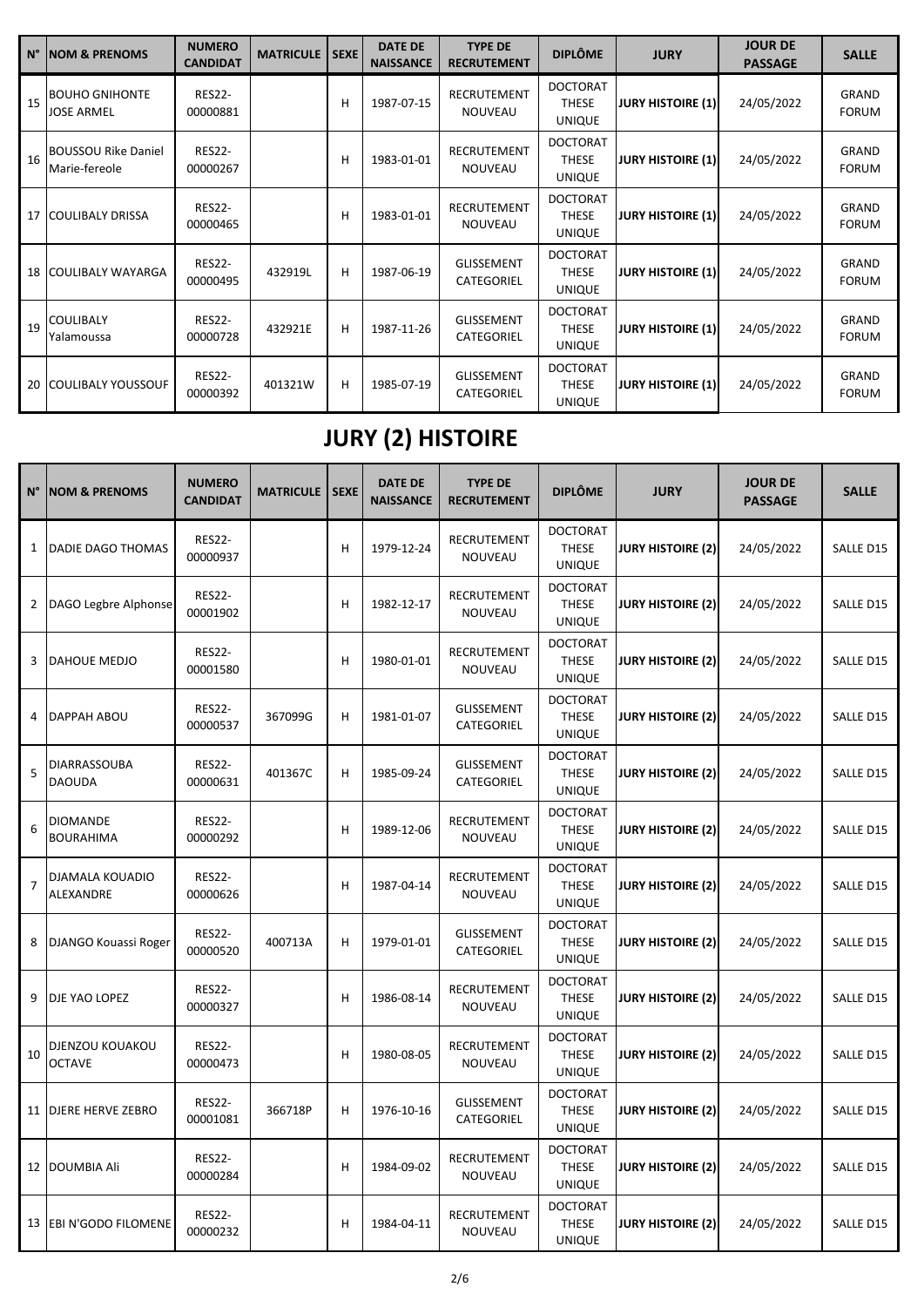| N° | NOM & PRENOMS | NUMERO CANDIDAT | MATRICULE | SEXE | DATE DE NAISSANCE | TYPE DE RECRUTEMENT | DIPLÔME | JURY | JOUR DE PASSAGE | SALLE |
|---|---|---|---|---|---|---|---|---|---|---|
| 15 | BOUHO GNIHONTE JOSE ARMEL | RES22-00000881 | | H | 1987-07-15 | RECRUTEMENT NOUVEAU | DOCTORAT THESE UNIQUE | **JURY HISTOIRE (1)** | 24/05/2022 | GRAND FORUM |
| 16 | BOUSSOU Rike Daniel Marie-fereole | RES22-00000267 | | H | 1983-01-01 | RECRUTEMENT NOUVEAU | DOCTORAT THESE UNIQUE | **JURY HISTOIRE (1)** | 24/05/2022 | GRAND FORUM |
| 17 | COULIBALY DRISSA | RES22-00000465 | | H | 1983-01-01 | RECRUTEMENT NOUVEAU | DOCTORAT THESE UNIQUE | **JURY HISTOIRE (1)** | 24/05/2022 | GRAND FORUM |
| 18 | COULIBALY WAYARGA | RES22-00000495 | 432919L | H | 1987-06-19 | GLISSEMENT CATEGORIEL | DOCTORAT THESE UNIQUE | **JURY HISTOIRE (1)** | 24/05/2022 | GRAND FORUM |
| 19 | COULIBALY Yalamoussa | RES22-00000728 | 432921E | H | 1987-11-26 | GLISSEMENT CATEGORIEL | DOCTORAT THESE UNIQUE | **JURY HISTOIRE (1)** | 24/05/2022 | GRAND FORUM |
| 20 | COULIBALY YOUSSOUF | RES22-00000392 | 401321W | H | 1985-07-19 | GLISSEMENT CATEGORIEL | DOCTORAT THESE UNIQUE | **JURY HISTOIRE (1)** | 24/05/2022 | GRAND FORUM |

# JURY (2) HISTOIRE

| N° | NOM & PRENOMS | NUMERO CANDIDAT | MATRICULE | SEXE | DATE DE NAISSANCE | TYPE DE RECRUTEMENT | DIPLÔME | JURY | JOUR DE PASSAGE | SALLE |
|---|---|---|---|---|---|---|---|---|---|---|
| 1 | DADIE DAGO THOMAS | RES22-00000937 | | H | 1979-12-24 | RECRUTEMENT NOUVEAU | DOCTORAT THESE UNIQUE | **JURY HISTOIRE (2)** | 24/05/2022 | SALLE D15 |
| 2 | DAGO Legbre Alphonse | RES22-00001902 | | H | 1982-12-17 | RECRUTEMENT NOUVEAU | DOCTORAT THESE UNIQUE | **JURY HISTOIRE (2)** | 24/05/2022 | SALLE D15 |
| 3 | DAHOUE MEDJO | RES22-00001580 | | H | 1980-01-01 | RECRUTEMENT NOUVEAU | DOCTORAT THESE UNIQUE | **JURY HISTOIRE (2)** | 24/05/2022 | SALLE D15 |
| 4 | DAPPAH ABOU | RES22-00000537 | 367099G | H | 1981-01-07 | GLISSEMENT CATEGORIEL | DOCTORAT THESE UNIQUE | **JURY HISTOIRE (2)** | 24/05/2022 | SALLE D15 |
| 5 | DIARRASSOUBA DAOUDA | RES22-00000631 | 401367C | H | 1985-09-24 | GLISSEMENT CATEGORIEL | DOCTORAT THESE UNIQUE | **JURY HISTOIRE (2)** | 24/05/2022 | SALLE D15 |
| 6 | DIOMANDE BOURAHIMA | RES22-00000292 | | H | 1989-12-06 | RECRUTEMENT NOUVEAU | DOCTORAT THESE UNIQUE | **JURY HISTOIRE (2)** | 24/05/2022 | SALLE D15 |
| 7 | DJAMALA KOUADIO ALEXANDRE | RES22-00000626 | | H | 1987-04-14 | RECRUTEMENT NOUVEAU | DOCTORAT THESE UNIQUE | **JURY HISTOIRE (2)** | 24/05/2022 | SALLE D15 |
| 8 | DJANGO Kouassi Roger | RES22-00000520 | 400713A | H | 1979-01-01 | GLISSEMENT CATEGORIEL | DOCTORAT THESE UNIQUE | **JURY HISTOIRE (2)** | 24/05/2022 | SALLE D15 |
| 9 | DJE YAO LOPEZ | RES22-00000327 | | H | 1986-08-14 | RECRUTEMENT NOUVEAU | DOCTORAT THESE UNIQUE | **JURY HISTOIRE (2)** | 24/05/2022 | SALLE D15 |
| 10 | DJENZOU KOUAKOU OCTAVE | RES22-00000473 | | H | 1980-08-05 | RECRUTEMENT NOUVEAU | DOCTORAT THESE UNIQUE | **JURY HISTOIRE (2)** | 24/05/2022 | SALLE D15 |
| 11 | DJERE HERVE ZEBRO | RES22-00001081 | 366718P | H | 1976-10-16 | GLISSEMENT CATEGORIEL | DOCTORAT THESE UNIQUE | **JURY HISTOIRE (2)** | 24/05/2022 | SALLE D15 |
| 12 | DOUMBIA Ali | RES22-00000284 | | H | 1984-09-02 | RECRUTEMENT NOUVEAU | DOCTORAT THESE UNIQUE | **JURY HISTOIRE (2)** | 24/05/2022 | SALLE D15 |
| 13 | EBI N'GODO FILOMENE | RES22-00000232 | | H | 1984-04-11 | RECRUTEMENT NOUVEAU | DOCTORAT THESE UNIQUE | **JURY HISTOIRE (2)** | 24/05/2022 | SALLE D15 |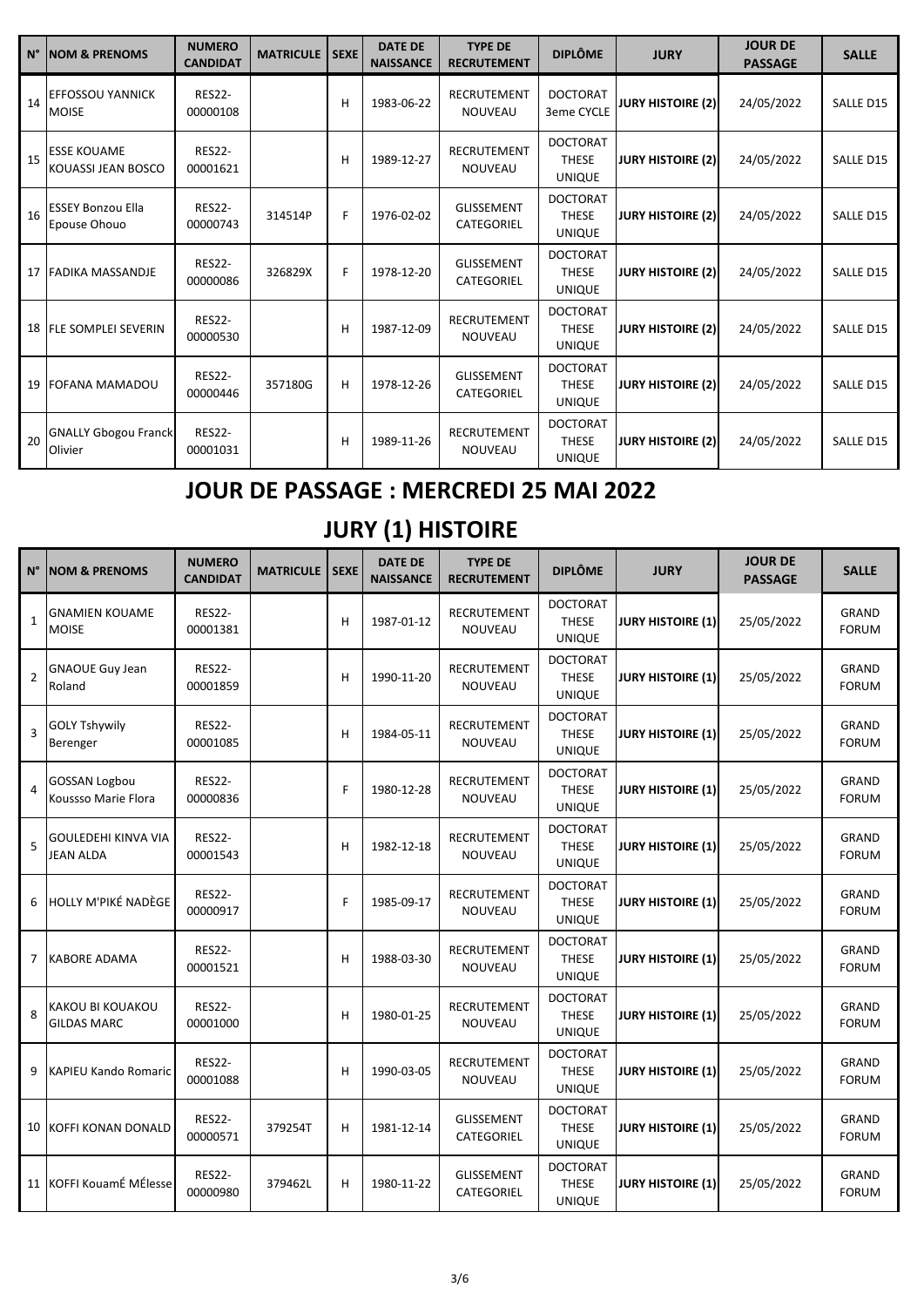| N° | NOM & PRENOMS | NUMERO CANDIDAT | MATRICULE | SEXE | DATE DE NAISSANCE | TYPE DE RECRUTEMENT | DIPLÔME | JURY | JOUR DE PASSAGE | SALLE |
|---|---|---|---|---|---|---|---|---|---|---|
| 14 | EFFOSSOU YANNICK MOISE | RES22-00000108 | | H | 1983-06-22 | RECRUTEMENT NOUVEAU | DOCTORAT 3eme CYCLE | JURY HISTOIRE (2) | 24/05/2022 | SALLE D15 |
| 15 | ESSE KOUAME KOUASSI JEAN BOSCO | RES22-00001621 | | H | 1989-12-27 | RECRUTEMENT NOUVEAU | DOCTORAT THESE UNIQUE | JURY HISTOIRE (2) | 24/05/2022 | SALLE D15 |
| 16 | ESSEY Bonzou Ella Epouse Ohouo | RES22-00000743 | 314514P | F | 1976-02-02 | GLISSEMENT CATEGORIEL | DOCTORAT THESE UNIQUE | JURY HISTOIRE (2) | 24/05/2022 | SALLE D15 |
| 17 | FADIKA MASSANDJE | RES22-00000086 | 326829X | F | 1978-12-20 | GLISSEMENT CATEGORIEL | DOCTORAT THESE UNIQUE | JURY HISTOIRE (2) | 24/05/2022 | SALLE D15 |
| 18 | FLE SOMPLEI SEVERIN | RES22-00000530 | | H | 1987-12-09 | RECRUTEMENT NOUVEAU | DOCTORAT THESE UNIQUE | JURY HISTOIRE (2) | 24/05/2022 | SALLE D15 |
| 19 | FOFANA MAMADOU | RES22-00000446 | 357180G | H | 1978-12-26 | GLISSEMENT CATEGORIEL | DOCTORAT THESE UNIQUE | JURY HISTOIRE (2) | 24/05/2022 | SALLE D15 |
| 20 | GNALLY Gbogou Franck Olivier | RES22-00001031 | | H | 1989-11-26 | RECRUTEMENT NOUVEAU | DOCTORAT THESE UNIQUE | JURY HISTOIRE (2) | 24/05/2022 | SALLE D15 |

# JOUR DE PASSAGE : MERCREDI 25 MAI 2022

## JURY (1) HISTOIRE

| N° | NOM & PRENOMS | NUMERO CANDIDAT | MATRICULE | SEXE | DATE DE NAISSANCE | TYPE DE RECRUTEMENT | DIPLÔME | JURY | JOUR DE PASSAGE | SALLE |
|---|---|---|---|---|---|---|---|---|---|---|
| 1 | GNAMIEN KOUAME MOISE | RES22-00001381 | | H | 1987-01-12 | RECRUTEMENT NOUVEAU | DOCTORAT THESE UNIQUE | JURY HISTOIRE (1) | 25/05/2022 | GRAND FORUM |
| 2 | GNAOUE Guy Jean Roland | RES22-00001859 | | H | 1990-11-20 | RECRUTEMENT NOUVEAU | DOCTORAT THESE UNIQUE | JURY HISTOIRE (1) | 25/05/2022 | GRAND FORUM |
| 3 | GOLY Tshywily Berenger | RES22-00001085 | | H | 1984-05-11 | RECRUTEMENT NOUVEAU | DOCTORAT THESE UNIQUE | JURY HISTOIRE (1) | 25/05/2022 | GRAND FORUM |
| 4 | GOSSAN Logbou Koussso Marie Flora | RES22-00000836 | | F | 1980-12-28 | RECRUTEMENT NOUVEAU | DOCTORAT THESE UNIQUE | JURY HISTOIRE (1) | 25/05/2022 | GRAND FORUM |
| 5 | GOULEDEHI KINVA VIA JEAN ALDA | RES22-00001543 | | H | 1982-12-18 | RECRUTEMENT NOUVEAU | DOCTORAT THESE UNIQUE | JURY HISTOIRE (1) | 25/05/2022 | GRAND FORUM |
| 6 | HOLLY M'PIKÉ NADÈGE | RES22-00000917 | | F | 1985-09-17 | RECRUTEMENT NOUVEAU | DOCTORAT THESE UNIQUE | JURY HISTOIRE (1) | 25/05/2022 | GRAND FORUM |
| 7 | KABORE ADAMA | RES22-00001521 | | H | 1988-03-30 | RECRUTEMENT NOUVEAU | DOCTORAT THESE UNIQUE | JURY HISTOIRE (1) | 25/05/2022 | GRAND FORUM |
| 8 | KAKOU BI KOUAKOU GILDAS MARC | RES22-00001000 | | H | 1980-01-25 | RECRUTEMENT NOUVEAU | DOCTORAT THESE UNIQUE | JURY HISTOIRE (1) | 25/05/2022 | GRAND FORUM |
| 9 | KAPIEU Kando Romaric | RES22-00001088 | | H | 1990-03-05 | RECRUTEMENT NOUVEAU | DOCTORAT THESE UNIQUE | JURY HISTOIRE (1) | 25/05/2022 | GRAND FORUM |
| 10 | KOFFI KONAN DONALD | RES22-00000571 | 379254T | H | 1981-12-14 | GLISSEMENT CATEGORIEL | DOCTORAT THESE UNIQUE | JURY HISTOIRE (1) | 25/05/2022 | GRAND FORUM |
| 11 | KOFFI KouamÉ MÉlesse | RES22-00000980 | 379462L | H | 1980-11-22 | GLISSEMENT CATEGORIEL | DOCTORAT THESE UNIQUE | JURY HISTOIRE (1) | 25/05/2022 | GRAND FORUM |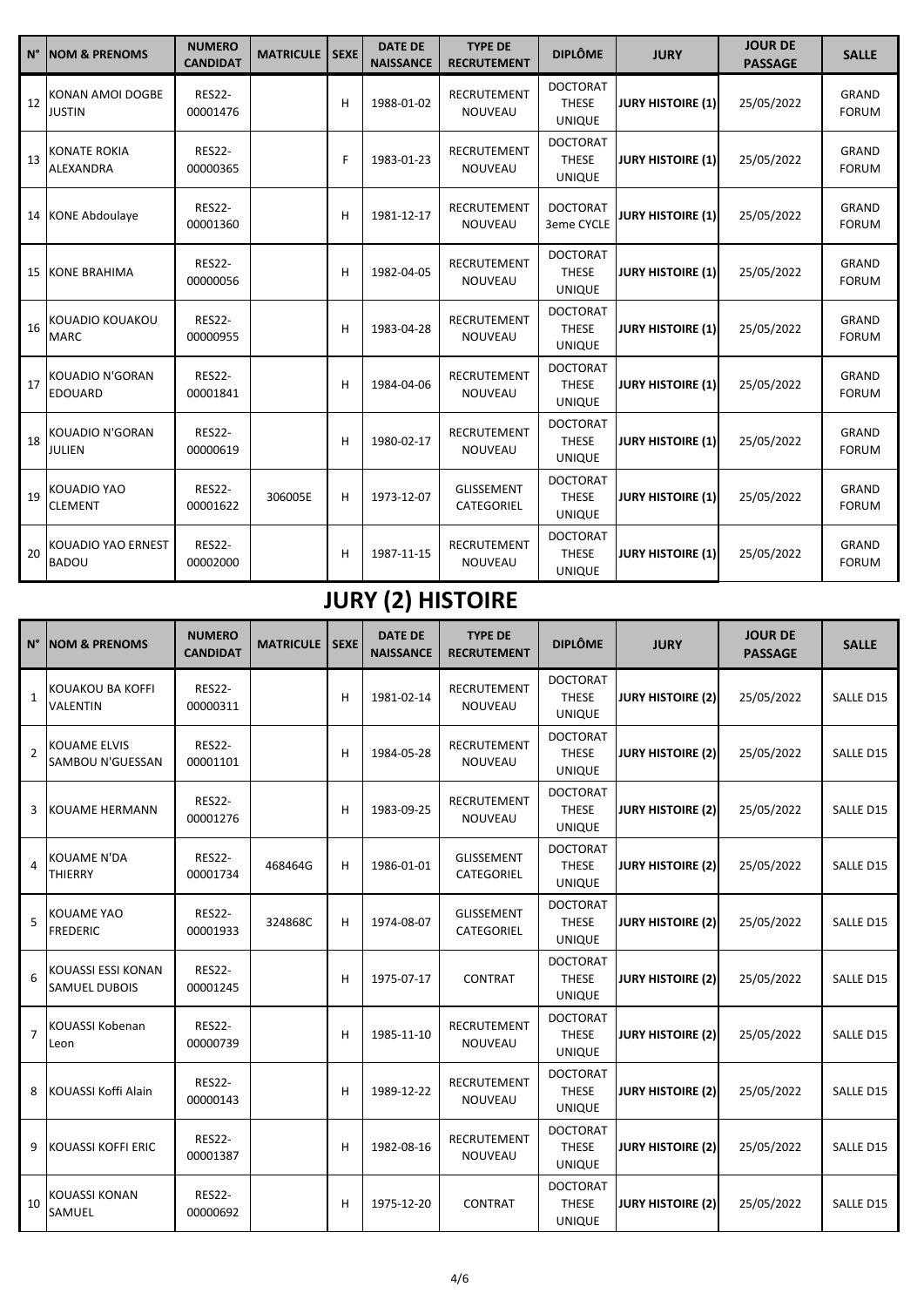| N° | NOM & PRENOMS | NUMERO CANDIDAT | MATRICULE | SEXE | DATE DE NAISSANCE | TYPE DE RECRUTEMENT | DIPLÔME | JURY | JOUR DE PASSAGE | SALLE |
|---|---|---|---|---|---|---|---|---|---|---|
| 12 | KONAN AMOI DOGBE JUSTIN | RES22-00001476 | | H | 1988-01-02 | RECRUTEMENT NOUVEAU | DOCTORAT THESE UNIQUE | JURY HISTOIRE (1) | 25/05/2022 | GRAND FORUM |
| 13 | KONATE ROKIA ALEXANDRA | RES22-00000365 | | F | 1983-01-23 | RECRUTEMENT NOUVEAU | DOCTORAT THESE UNIQUE | JURY HISTOIRE (1) | 25/05/2022 | GRAND FORUM |
| 14 | KONE Abdoulaye | RES22-00001360 | | H | 1981-12-17 | RECRUTEMENT NOUVEAU | DOCTORAT 3eme CYCLE | JURY HISTOIRE (1) | 25/05/2022 | GRAND FORUM |
| 15 | KONE BRAHIMA | RES22-00000056 | | H | 1982-04-05 | RECRUTEMENT NOUVEAU | DOCTORAT THESE UNIQUE | JURY HISTOIRE (1) | 25/05/2022 | GRAND FORUM |
| 16 | KOUADIO KOUAKOU MARC | RES22-00000955 | | H | 1983-04-28 | RECRUTEMENT NOUVEAU | DOCTORAT THESE UNIQUE | JURY HISTOIRE (1) | 25/05/2022 | GRAND FORUM |
| 17 | KOUADIO N'GORAN EDOUARD | RES22-00001841 | | H | 1984-04-06 | RECRUTEMENT NOUVEAU | DOCTORAT THESE UNIQUE | JURY HISTOIRE (1) | 25/05/2022 | GRAND FORUM |
| 18 | KOUADIO N'GORAN JULIEN | RES22-00000619 | | H | 1980-02-17 | RECRUTEMENT NOUVEAU | DOCTORAT THESE UNIQUE | JURY HISTOIRE (1) | 25/05/2022 | GRAND FORUM |
| 19 | KOUADIO YAO CLEMENT | RES22-00001622 | 306005E | H | 1973-12-07 | GLISSEMENT CATEGORIEL | DOCTORAT THESE UNIQUE | JURY HISTOIRE (1) | 25/05/2022 | GRAND FORUM |
| 20 | KOUADIO YAO ERNEST BADOU | RES22-00002000 | | H | 1987-11-15 | RECRUTEMENT NOUVEAU | DOCTORAT THESE UNIQUE | JURY HISTOIRE (1) | 25/05/2022 | GRAND FORUM |

# JURY (2) HISTOIRE

| N° | NOM & PRENOMS | NUMERO CANDIDAT | MATRICULE | SEXE | DATE DE NAISSANCE | TYPE DE RECRUTEMENT | DIPLÔME | JURY | JOUR DE PASSAGE | SALLE |
|---|---|---|---|---|---|---|---|---|---|---|
| 1 | KOUAKOU BA KOFFI VALENTIN | RES22-00000311 | | H | 1981-02-14 | RECRUTEMENT NOUVEAU | DOCTORAT THESE UNIQUE | JURY HISTOIRE (2) | 25/05/2022 | SALLE D15 |
| 2 | KOUAME ELVIS SAMBOU N'GUESSAN | RES22-00001101 | | H | 1984-05-28 | RECRUTEMENT NOUVEAU | DOCTORAT THESE UNIQUE | JURY HISTOIRE (2) | 25/05/2022 | SALLE D15 |
| 3 | KOUAME HERMANN | RES22-00001276 | | H | 1983-09-25 | RECRUTEMENT NOUVEAU | DOCTORAT THESE UNIQUE | JURY HISTOIRE (2) | 25/05/2022 | SALLE D15 |
| 4 | KOUAME N'DA THIERRY | RES22-00001734 | 468464G | H | 1986-01-01 | GLISSEMENT CATEGORIEL | DOCTORAT THESE UNIQUE | JURY HISTOIRE (2) | 25/05/2022 | SALLE D15 |
| 5 | KOUAME YAO FREDERIC | RES22-00001933 | 324868C | H | 1974-08-07 | GLISSEMENT CATEGORIEL | DOCTORAT THESE UNIQUE | JURY HISTOIRE (2) | 25/05/2022 | SALLE D15 |
| 6 | KOUASSI ESSI KONAN SAMUEL DUBOIS | RES22-00001245 | | H | 1975-07-17 | CONTRAT | DOCTORAT THESE UNIQUE | JURY HISTOIRE (2) | 25/05/2022 | SALLE D15 |
| 7 | KOUASSI Kobenan Leon | RES22-00000739 | | H | 1985-11-10 | RECRUTEMENT NOUVEAU | DOCTORAT THESE UNIQUE | JURY HISTOIRE (2) | 25/05/2022 | SALLE D15 |
| 8 | KOUASSI Koffi Alain | RES22-00000143 | | H | 1989-12-22 | RECRUTEMENT NOUVEAU | DOCTORAT THESE UNIQUE | JURY HISTOIRE (2) | 25/05/2022 | SALLE D15 |
| 9 | KOUASSI KOFFI ERIC | RES22-00001387 | | H | 1982-08-16 | RECRUTEMENT NOUVEAU | DOCTORAT THESE UNIQUE | JURY HISTOIRE (2) | 25/05/2022 | SALLE D15 |
| 10 | KOUASSI KONAN SAMUEL | RES22-00000692 | | H | 1975-12-20 | CONTRAT | DOCTORAT THESE UNIQUE | JURY HISTOIRE (2) | 25/05/2022 | SALLE D15 |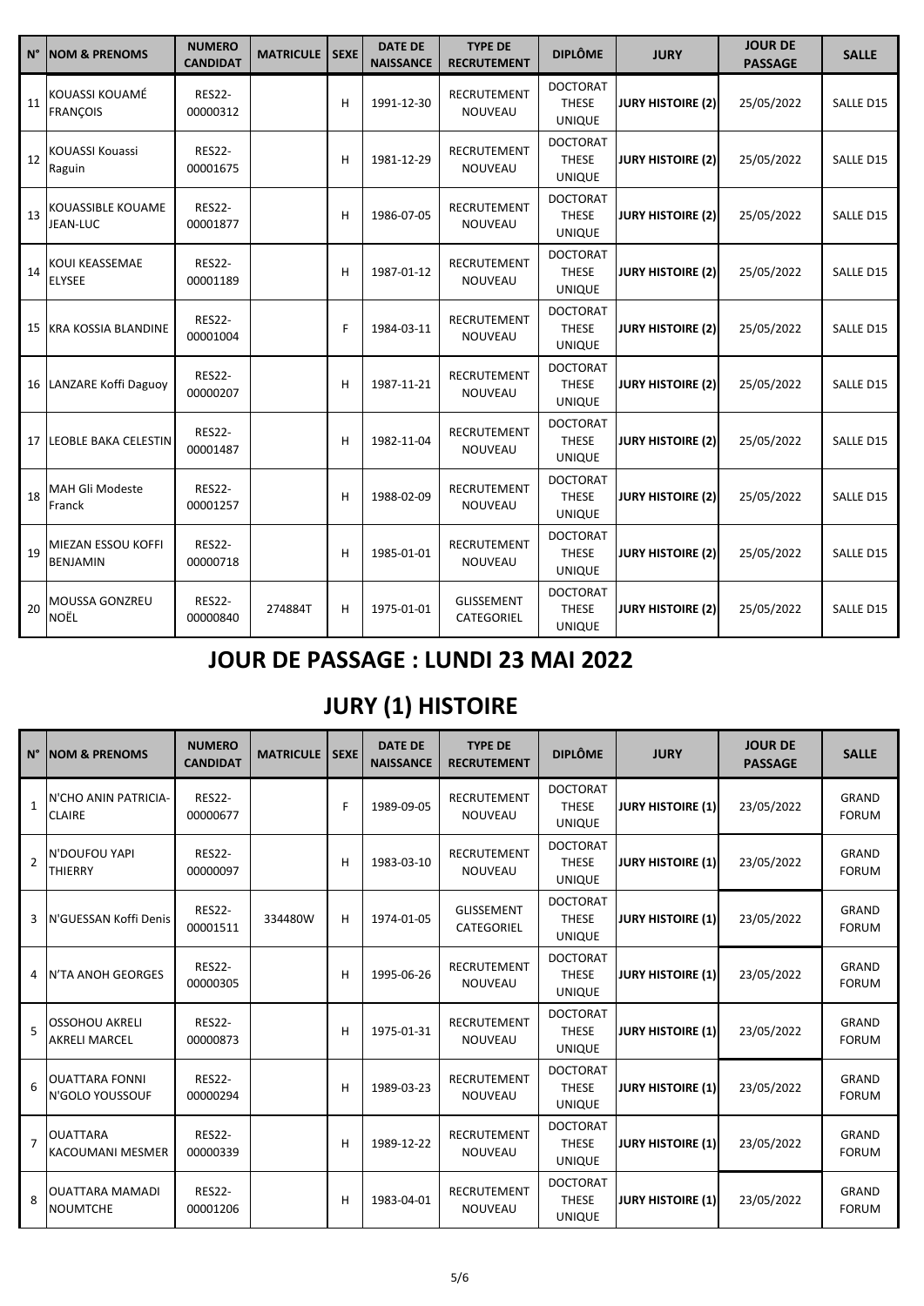| N° | NOM & PRENOMS | NUMERO CANDIDAT | MATRICULE | SEXE | DATE DE NAISSANCE | TYPE DE RECRUTEMENT | DIPLÔME | JURY | JOUR DE PASSAGE | SALLE |
|---|---|---|---|---|---|---|---|---|---|---|
| 11 | KOUASSI KOUAMÉ FRANÇOIS | RES22-00000312 | | H | 1991-12-30 | RECRUTEMENT NOUVEAU | DOCTORAT THESE UNIQUE | **JURY HISTOIRE (2)** | 25/05/2022 | SALLE D15 |
| 12 | KOUASSI Kouassi Raguin | RES22-00001675 | | H | 1981-12-29 | RECRUTEMENT NOUVEAU | DOCTORAT THESE UNIQUE | **JURY HISTOIRE (2)** | 25/05/2022 | SALLE D15 |
| 13 | KOUASSIBLE KOUAME JEAN-LUC | RES22-00001877 | | H | 1986-07-05 | RECRUTEMENT NOUVEAU | DOCTORAT THESE UNIQUE | **JURY HISTOIRE (2)** | 25/05/2022 | SALLE D15 |
| 14 | KOUI KEASSEMAE ELYSEE | RES22-00001189 | | H | 1987-01-12 | RECRUTEMENT NOUVEAU | DOCTORAT THESE UNIQUE | **JURY HISTOIRE (2)** | 25/05/2022 | SALLE D15 |
| 15 | KRA KOSSIA BLANDINE | RES22-00001004 | | F | 1984-03-11 | RECRUTEMENT NOUVEAU | DOCTORAT THESE UNIQUE | **JURY HISTOIRE (2)** | 25/05/2022 | SALLE D15 |
| 16 | LANZARE Koffi Daguoy | RES22-00000207 | | H | 1987-11-21 | RECRUTEMENT NOUVEAU | DOCTORAT THESE UNIQUE | **JURY HISTOIRE (2)** | 25/05/2022 | SALLE D15 |
| 17 | LEOBLE BAKA CELESTIN | RES22-00001487 | | H | 1982-11-04 | RECRUTEMENT NOUVEAU | DOCTORAT THESE UNIQUE | **JURY HISTOIRE (2)** | 25/05/2022 | SALLE D15 |
| 18 | MAH Gli Modeste Franck | RES22-00001257 | | H | 1988-02-09 | RECRUTEMENT NOUVEAU | DOCTORAT THESE UNIQUE | **JURY HISTOIRE (2)** | 25/05/2022 | SALLE D15 |
| 19 | MIEZAN ESSOU KOFFI BENJAMIN | RES22-00000718 | | H | 1985-01-01 | RECRUTEMENT NOUVEAU | DOCTORAT THESE UNIQUE | **JURY HISTOIRE (2)** | 25/05/2022 | SALLE D15 |
| 20 | MOUSSA GONZREU NOËL | RES22-00000840 | 274884T | H | 1975-01-01 | GLISSEMENT CATEGORIEL | DOCTORAT THESE UNIQUE | **JURY HISTOIRE (2)** | 25/05/2022 | SALLE D15 |

# JOUR DE PASSAGE : LUNDI 23 MAI 2022

# JURY (1) HISTOIRE

| N° | NOM & PRENOMS | NUMERO CANDIDAT | MATRICULE | SEXE | DATE DE NAISSANCE | TYPE DE RECRUTEMENT | DIPLÔME | JURY | JOUR DE PASSAGE | SALLE |
|---|---|---|---|---|---|---|---|---|---|---|
| 1 | N'CHO ANIN PATRICIA-CLAIRE | RES22-00000677 | | F | 1989-09-05 | RECRUTEMENT NOUVEAU | DOCTORAT THESE UNIQUE | **JURY HISTOIRE (1)** | 23/05/2022 | GRAND FORUM |
| 2 | N'DOUFOU YAPI THIERRY | RES22-00000097 | | H | 1983-03-10 | RECRUTEMENT NOUVEAU | DOCTORAT THESE UNIQUE | **JURY HISTOIRE (1)** | 23/05/2022 | GRAND FORUM |
| 3 | N'GUESSAN Koffi Denis | RES22-00001511 | 334480W | H | 1974-01-05 | GLISSEMENT CATEGORIEL | DOCTORAT THESE UNIQUE | **JURY HISTOIRE (1)** | 23/05/2022 | GRAND FORUM |
| 4 | N'TA ANOH GEORGES | RES22-00000305 | | H | 1995-06-26 | RECRUTEMENT NOUVEAU | DOCTORAT THESE UNIQUE | **JURY HISTOIRE (1)** | 23/05/2022 | GRAND FORUM |
| 5 | OSSOHOU AKRELI AKRELI MARCEL | RES22-00000873 | | H | 1975-01-31 | RECRUTEMENT NOUVEAU | DOCTORAT THESE UNIQUE | **JURY HISTOIRE (1)** | 23/05/2022 | GRAND FORUM |
| 6 | OUATTARA FONNI N'GOLO YOUSSOUF | RES22-00000294 | | H | 1989-03-23 | RECRUTEMENT NOUVEAU | DOCTORAT THESE UNIQUE | **JURY HISTOIRE (1)** | 23/05/2022 | GRAND FORUM |
| 7 | OUATTARA KACOUMANI MESMER | RES22-00000339 | | H | 1989-12-22 | RECRUTEMENT NOUVEAU | DOCTORAT THESE UNIQUE | **JURY HISTOIRE (1)** | 23/05/2022 | GRAND FORUM |
| 8 | OUATTARA MAMADI NOUMTCHE | RES22-00001206 | | H | 1983-04-01 | RECRUTEMENT NOUVEAU | DOCTORAT THESE UNIQUE | **JURY HISTOIRE (1)** | 23/05/2022 | GRAND FORUM |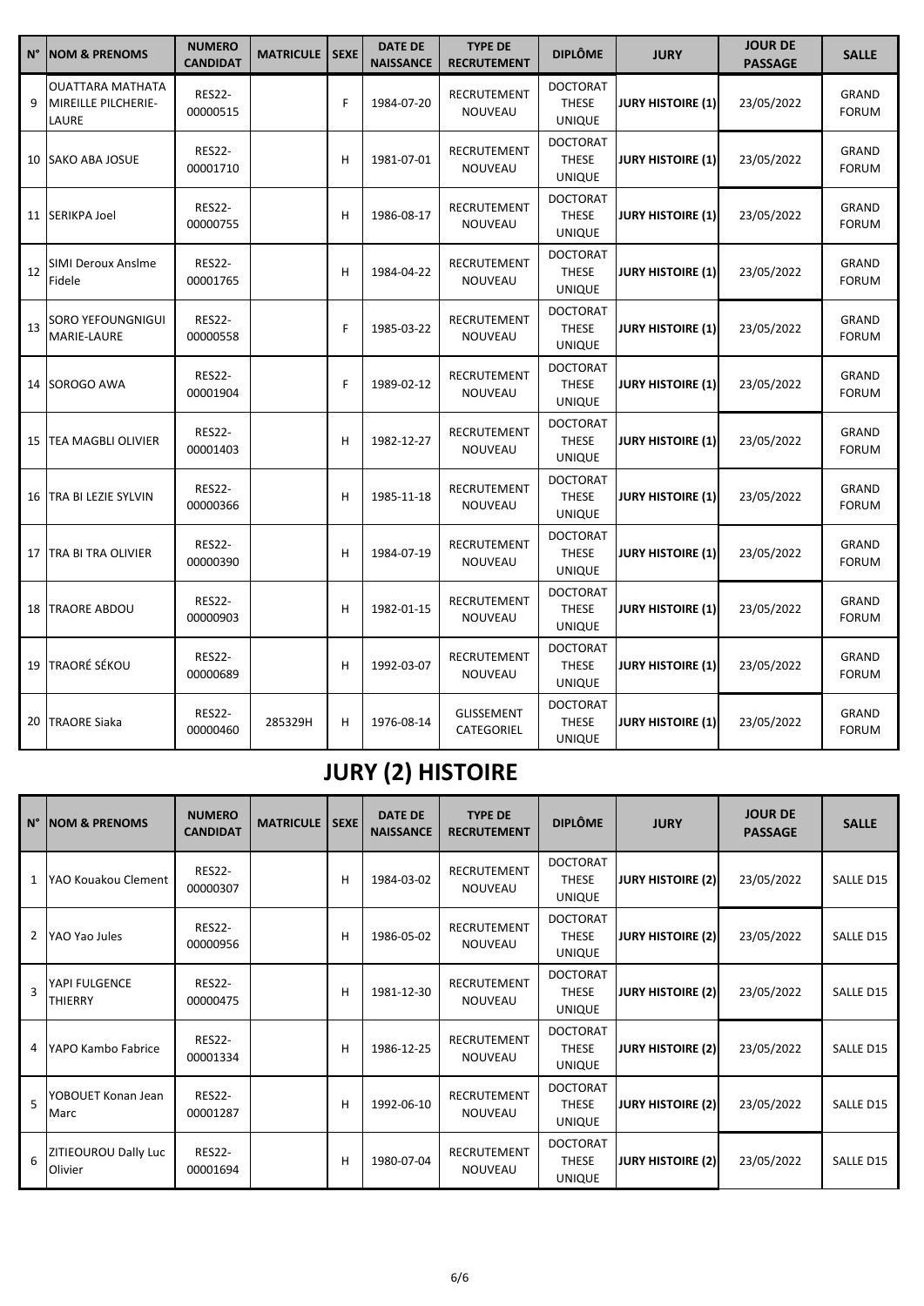| N° | NOM & PRENOMS | NUMERO CANDIDAT | MATRICULE | SEXE | DATE DE NAISSANCE | TYPE DE RECRUTEMENT | DIPLÔME | JURY | JOUR DE PASSAGE | SALLE |
|---|---|---|---|---|---|---|---|---|---|---|
| 9 | OUATTARA MATHATA MIREILLE PILCHERIE-LAURE | RES22-00000515 | | F | 1984-07-20 | RECRUTEMENT NOUVEAU | DOCTORAT THESE UNIQUE | **JURY HISTOIRE (1)** | 23/05/2022 | GRAND FORUM |
| 10 | SAKO ABA JOSUE | RES22-00001710 | | H | 1981-07-01 | RECRUTEMENT NOUVEAU | DOCTORAT THESE UNIQUE | **JURY HISTOIRE (1)** | 23/05/2022 | GRAND FORUM |
| 11 | SERIKPA Joel | RES22-00000755 | | H | 1986-08-17 | RECRUTEMENT NOUVEAU | DOCTORAT THESE UNIQUE | **JURY HISTOIRE (1)** | 23/05/2022 | GRAND FORUM |
| 12 | SIMI Deroux Anslme Fidele | RES22-00001765 | | H | 1984-04-22 | RECRUTEMENT NOUVEAU | DOCTORAT THESE UNIQUE | **JURY HISTOIRE (1)** | 23/05/2022 | GRAND FORUM |
| 13 | SORO YEFOUNGNIGUI MARIE-LAURE | RES22-00000558 | | F | 1985-03-22 | RECRUTEMENT NOUVEAU | DOCTORAT THESE UNIQUE | **JURY HISTOIRE (1)** | 23/05/2022 | GRAND FORUM |
| 14 | SOROGO AWA | RES22-00001904 | | F | 1989-02-12 | RECRUTEMENT NOUVEAU | DOCTORAT THESE UNIQUE | **JURY HISTOIRE (1)** | 23/05/2022 | GRAND FORUM |
| 15 | TEA MAGBLI OLIVIER | RES22-00001403 | | H | 1982-12-27 | RECRUTEMENT NOUVEAU | DOCTORAT THESE UNIQUE | **JURY HISTOIRE (1)** | 23/05/2022 | GRAND FORUM |
| 16 | TRA BI LEZIE SYLVIN | RES22-00000366 | | H | 1985-11-18 | RECRUTEMENT NOUVEAU | DOCTORAT THESE UNIQUE | **JURY HISTOIRE (1)** | 23/05/2022 | GRAND FORUM |
| 17 | TRA BI TRA OLIVIER | RES22-00000390 | | H | 1984-07-19 | RECRUTEMENT NOUVEAU | DOCTORAT THESE UNIQUE | **JURY HISTOIRE (1)** | 23/05/2022 | GRAND FORUM |
| 18 | TRAORE ABDOU | RES22-00000903 | | H | 1982-01-15 | RECRUTEMENT NOUVEAU | DOCTORAT THESE UNIQUE | **JURY HISTOIRE (1)** | 23/05/2022 | GRAND FORUM |
| 19 | TRAORÉ SÉKOU | RES22-00000689 | | H | 1992-03-07 | RECRUTEMENT NOUVEAU | DOCTORAT THESE UNIQUE | **JURY HISTOIRE (1)** | 23/05/2022 | GRAND FORUM |
| 20 | TRAORE Siaka | RES22-00000460 | 285329H | H | 1976-08-14 | GLISSEMENT CATEGORIEL | DOCTORAT THESE UNIQUE | **JURY HISTOIRE (1)** | 23/05/2022 | GRAND FORUM |

# JURY (2) HISTOIRE

| N° | NOM & PRENOMS | NUMERO CANDIDAT | MATRICULE | SEXE | DATE DE NAISSANCE | TYPE DE RECRUTEMENT | DIPLÔME | JURY | JOUR DE PASSAGE | SALLE |
|---|---|---|---|---|---|---|---|---|---|---|
| 1 | YAO Kouakou Clement | RES22-00000307 | | H | 1984-03-02 | RECRUTEMENT NOUVEAU | DOCTORAT THESE UNIQUE | **JURY HISTOIRE (2)** | 23/05/2022 | SALLE D15 |
| 2 | YAO Yao Jules | RES22-00000956 | | H | 1986-05-02 | RECRUTEMENT NOUVEAU | DOCTORAT THESE UNIQUE | **JURY HISTOIRE (2)** | 23/05/2022 | SALLE D15 |
| 3 | YAPI FULGENCE THIERRY | RES22-00000475 | | H | 1981-12-30 | RECRUTEMENT NOUVEAU | DOCTORAT THESE UNIQUE | **JURY HISTOIRE (2)** | 23/05/2022 | SALLE D15 |
| 4 | YAPO Kambo Fabrice | RES22-00001334 | | H | 1986-12-25 | RECRUTEMENT NOUVEAU | DOCTORAT THESE UNIQUE | **JURY HISTOIRE (2)** | 23/05/2022 | SALLE D15 |
| 5 | YOBOUET Konan Jean Marc | RES22-00001287 | | H | 1992-06-10 | RECRUTEMENT NOUVEAU | DOCTORAT THESE UNIQUE | **JURY HISTOIRE (2)** | 23/05/2022 | SALLE D15 |
| 6 | ZITIEOUROU Dally Luc Olivier | RES22-00001694 | | H | 1980-07-04 | RECRUTEMENT NOUVEAU | DOCTORAT THESE UNIQUE | **JURY HISTOIRE (2)** | 23/05/2022 | SALLE D15 |